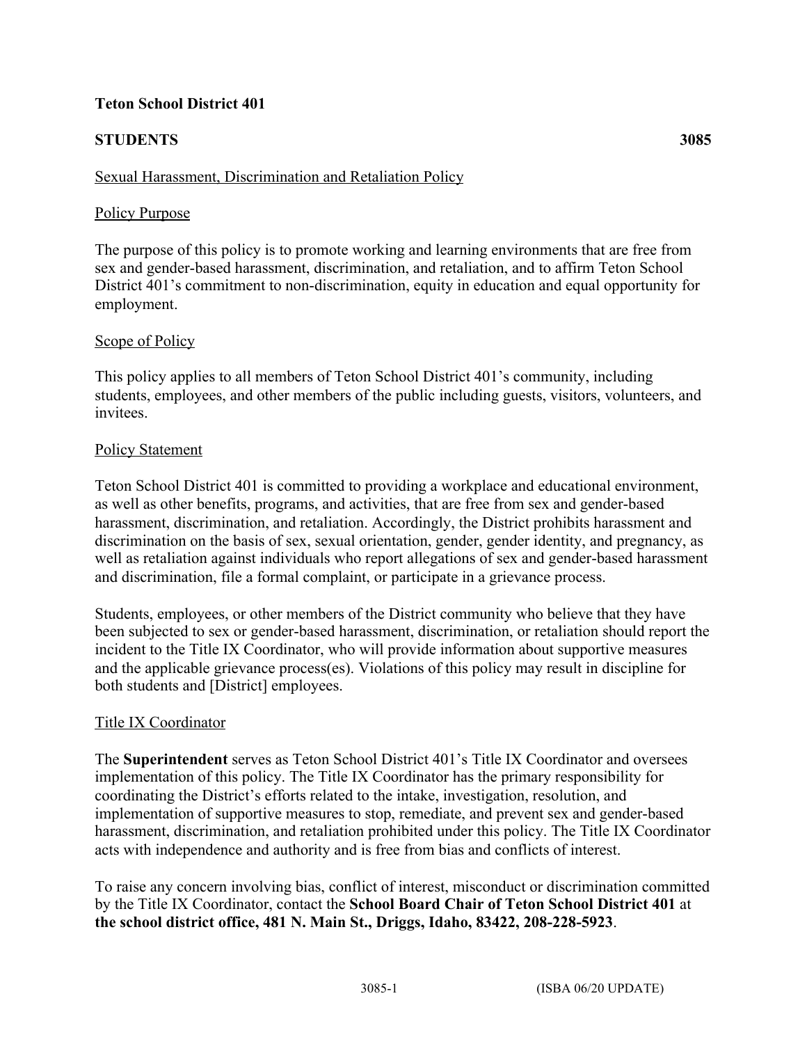**Teton School District 401**

**STUDENTS** **3085**

## Sexual Harassment, Discrimination and Retaliation Policy

### Policy Purpose

The purpose of this policy is to promote working and learning environments that are free from sex and gender-based harassment, discrimination, and retaliation, and to affirm Teton School District 401's commitment to non-discrimination, equity in education and equal opportunity for employment.

### Scope of Policy

This policy applies to all members of Teton School District 401's community, including students, employees, and other members of the public including guests, visitors, volunteers, and invitees.

### Policy Statement

Teton School District 401 is committed to providing a workplace and educational environment, as well as other benefits, programs, and activities, that are free from sex and gender-based harassment, discrimination, and retaliation. Accordingly, the District prohibits harassment and discrimination on the basis of sex, sexual orientation, gender, gender identity, and pregnancy, as well as retaliation against individuals who report allegations of sex and gender-based harassment and discrimination, file a formal complaint, or participate in a grievance process.

Students, employees, or other members of the District community who believe that they have been subjected to sex or gender-based harassment, discrimination, or retaliation should report the incident to the Title IX Coordinator, who will provide information about supportive measures and the applicable grievance process(es). Violations of this policy may result in discipline for both students and [District] employees.

### Title IX Coordinator

The **Superintendent** serves as Teton School District 401's Title IX Coordinator and oversees implementation of this policy. The Title IX Coordinator has the primary responsibility for coordinating the District's efforts related to the intake, investigation, resolution, and implementation of supportive measures to stop, remediate, and prevent sex and gender-based harassment, discrimination, and retaliation prohibited under this policy. The Title IX Coordinator acts with independence and authority and is free from bias and conflicts of interest.

To raise any concern involving bias, conflict of interest, misconduct or discrimination committed by the Title IX Coordinator, contact the **School Board Chair of Teton School District 401** at **the school district office, 481 N. Main St., Driggs, Idaho, 83422, 208-228-5923**.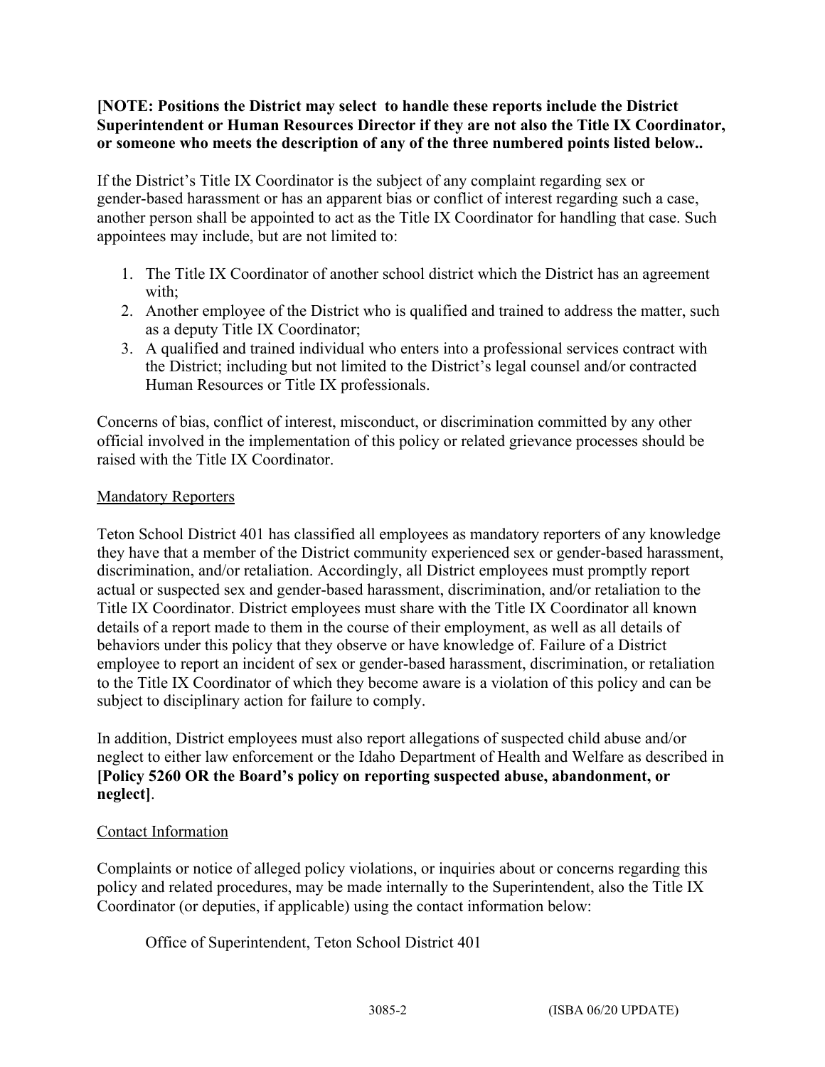**[NOTE: Positions the District may select to handle these reports include the District Superintendent or Human Resources Director if they are not also the Title IX Coordinator, or someone who meets the description of any of the three numbered points listed below..**

If the District's Title IX Coordinator is the subject of any complaint regarding sex or gender-based harassment or has an apparent bias or conflict of interest regarding such a case, another person shall be appointed to act as the Title IX Coordinator for handling that case. Such appointees may include, but are not limited to:

1. The Title IX Coordinator of another school district which the District has an agreement with;
2. Another employee of the District who is qualified and trained to address the matter, such as a deputy Title IX Coordinator;
3. A qualified and trained individual who enters into a professional services contract with the District; including but not limited to the District's legal counsel and/or contracted Human Resources or Title IX professionals.

Concerns of bias, conflict of interest, misconduct, or discrimination committed by any other official involved in the implementation of this policy or related grievance processes should be raised with the Title IX Coordinator.

Mandatory Reporters

Teton School District 401 has classified all employees as mandatory reporters of any knowledge they have that a member of the District community experienced sex or gender-based harassment, discrimination, and/or retaliation. Accordingly, all District employees must promptly report actual or suspected sex and gender-based harassment, discrimination, and/or retaliation to the Title IX Coordinator. District employees must share with the Title IX Coordinator all known details of a report made to them in the course of their employment, as well as all details of behaviors under this policy that they observe or have knowledge of. Failure of a District employee to report an incident of sex or gender-based harassment, discrimination, or retaliation to the Title IX Coordinator of which they become aware is a violation of this policy and can be subject to disciplinary action for failure to comply.

In addition, District employees must also report allegations of suspected child abuse and/or neglect to either law enforcement or the Idaho Department of Health and Welfare as described in **[Policy 5260 OR the Board's policy on reporting suspected abuse, abandonment, or neglect]**.

Contact Information

Complaints or notice of alleged policy violations, or inquiries about or concerns regarding this policy and related procedures, may be made internally to the Superintendent, also the Title IX Coordinator (or deputies, if applicable) using the contact information below:

Office of Superintendent, Teton School District 401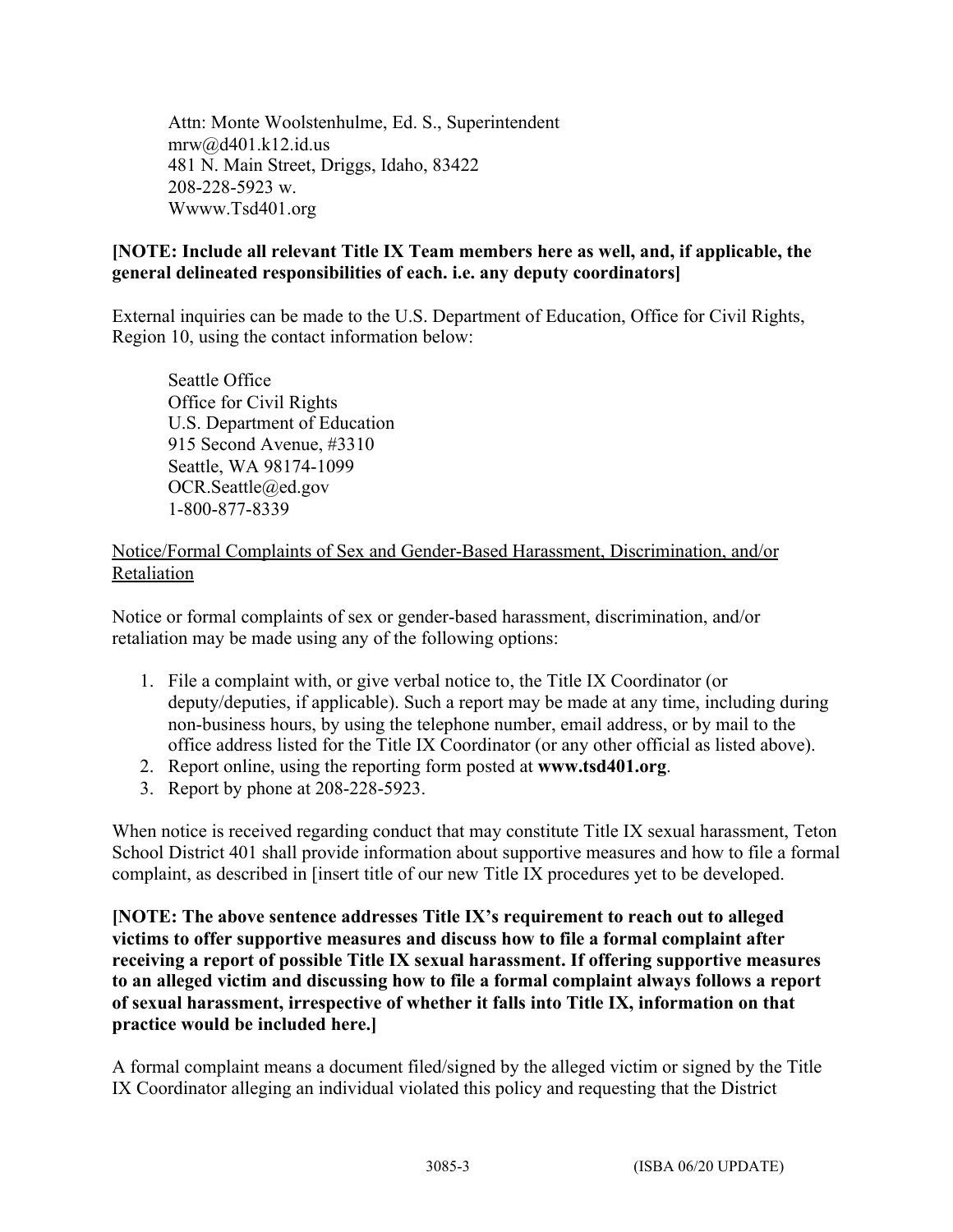Attn: Monte Woolstenhulme, Ed. S., Superintendent
mrw@d401.k12.id.us
481 N. Main Street, Driggs, Idaho, 83422
208-228-5923 w.
Wwww.Tsd401.org

**[NOTE: Include all relevant Title IX Team members here as well, and, if applicable, the general delineated responsibilities of each. i.e. any deputy coordinators]**

External inquiries can be made to the U.S. Department of Education, Office for Civil Rights, Region 10, using the contact information below:

Seattle Office
Office for Civil Rights
U.S. Department of Education
915 Second Avenue, #3310
Seattle, WA 98174-1099
OCR.Seattle@ed.gov
1-800-877-8339

<u>Notice/Formal Complaints of Sex and Gender-Based Harassment, Discrimination, and/or Retaliation</u>

Notice or formal complaints of sex or gender-based harassment, discrimination, and/or retaliation may be made using any of the following options:

1. File a complaint with, or give verbal notice to, the Title IX Coordinator (or deputy/deputies, if applicable). Such a report may be made at any time, including during non-business hours, by using the telephone number, email address, or by mail to the office address listed for the Title IX Coordinator (or any other official as listed above).
2. Report online, using the reporting form posted at **www.tsd401.org**.
3. Report by phone at 208-228-5923.

When notice is received regarding conduct that may constitute Title IX sexual harassment, Teton School District 401 shall provide information about supportive measures and how to file a formal complaint, as described in [insert title of our new Title IX procedures yet to be developed.

**[NOTE: The above sentence addresses Title IX's requirement to reach out to alleged victims to offer supportive measures and discuss how to file a formal complaint after receiving a report of possible Title IX sexual harassment. If offering supportive measures to an alleged victim and discussing how to file a formal complaint always follows a report of sexual harassment, irrespective of whether it falls into Title IX, information on that practice would be included here.]**

A formal complaint means a document filed/signed by the alleged victim or signed by the Title IX Coordinator alleging an individual violated this policy and requesting that the District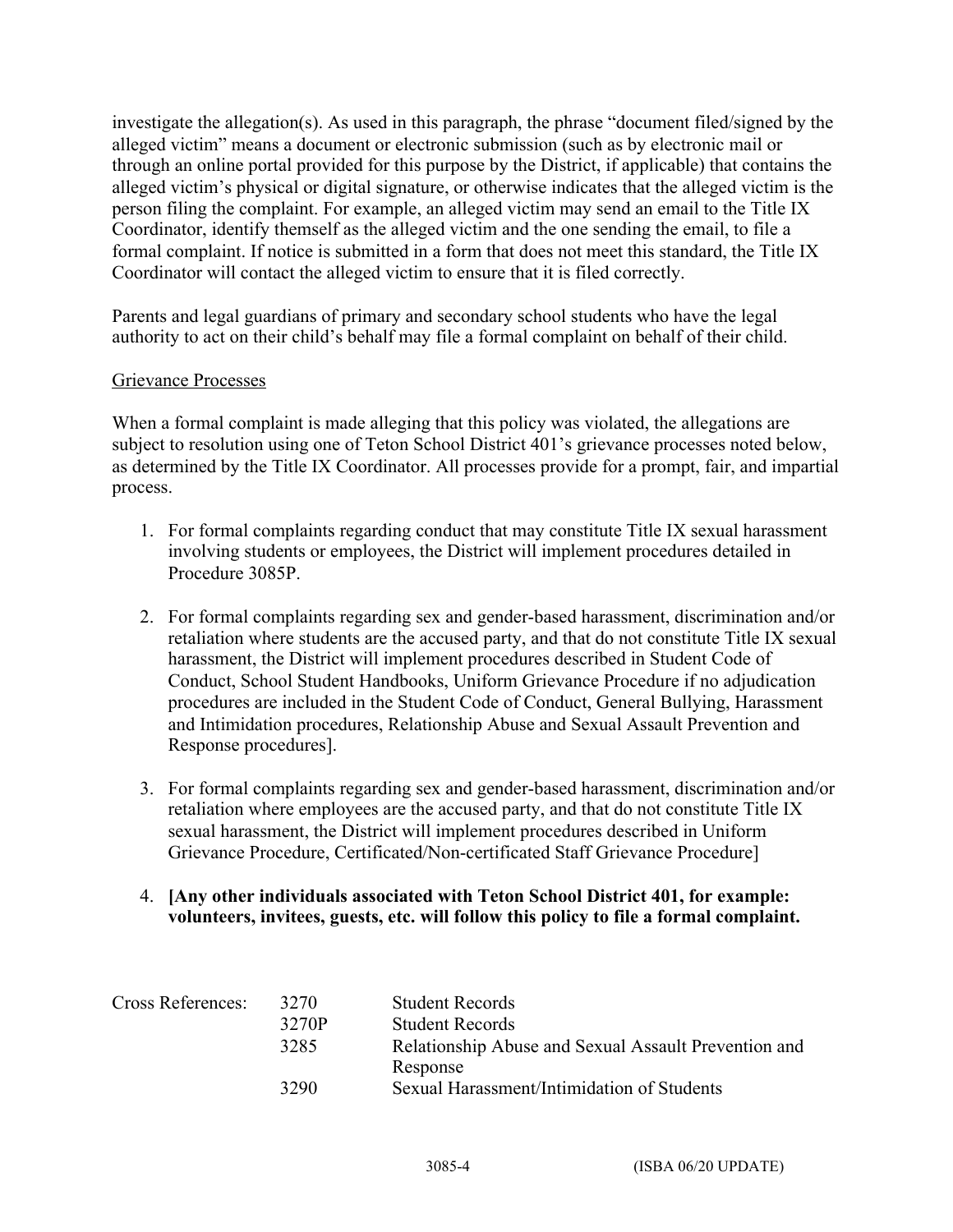investigate the allegation(s). As used in this paragraph, the phrase "document filed/signed by the alleged victim" means a document or electronic submission (such as by electronic mail or through an online portal provided for this purpose by the District, if applicable) that contains the alleged victim's physical or digital signature, or otherwise indicates that the alleged victim is the person filing the complaint. For example, an alleged victim may send an email to the Title IX Coordinator, identify themself as the alleged victim and the one sending the email, to file a formal complaint. If notice is submitted in a form that does not meet this standard, the Title IX Coordinator will contact the alleged victim to ensure that it is filed correctly.

Parents and legal guardians of primary and secondary school students who have the legal authority to act on their child's behalf may file a formal complaint on behalf of their child.

Grievance Processes

When a formal complaint is made alleging that this policy was violated, the allegations are subject to resolution using one of Teton School District 401's grievance processes noted below, as determined by the Title IX Coordinator. All processes provide for a prompt, fair, and impartial process.

1. For formal complaints regarding conduct that may constitute Title IX sexual harassment involving students or employees, the District will implement procedures detailed in Procedure 3085P.

2. For formal complaints regarding sex and gender-based harassment, discrimination and/or retaliation where students are the accused party, and that do not constitute Title IX sexual harassment, the District will implement procedures described in Student Code of Conduct, School Student Handbooks, Uniform Grievance Procedure if no adjudication procedures are included in the Student Code of Conduct, General Bullying, Harassment and Intimidation procedures, Relationship Abuse and Sexual Assault Prevention and Response procedures].

3. For formal complaints regarding sex and gender-based harassment, discrimination and/or retaliation where employees are the accused party, and that do not constitute Title IX sexual harassment, the District will implement procedures described in Uniform Grievance Procedure, Certificated/Non-certificated Staff Grievance Procedure]

4. **[Any other individuals associated with Teton School District 401, for example: volunteers, invitees, guests, etc. will follow this policy to file a formal complaint.**

| | | |
|---|---|---|
| Cross References: | 3270 | Student Records |
| | 3270P | Student Records |
| | 3285 | Relationship Abuse and Sexual Assault Prevention and Response |
| | 3290 | Sexual Harassment/Intimidation of Students |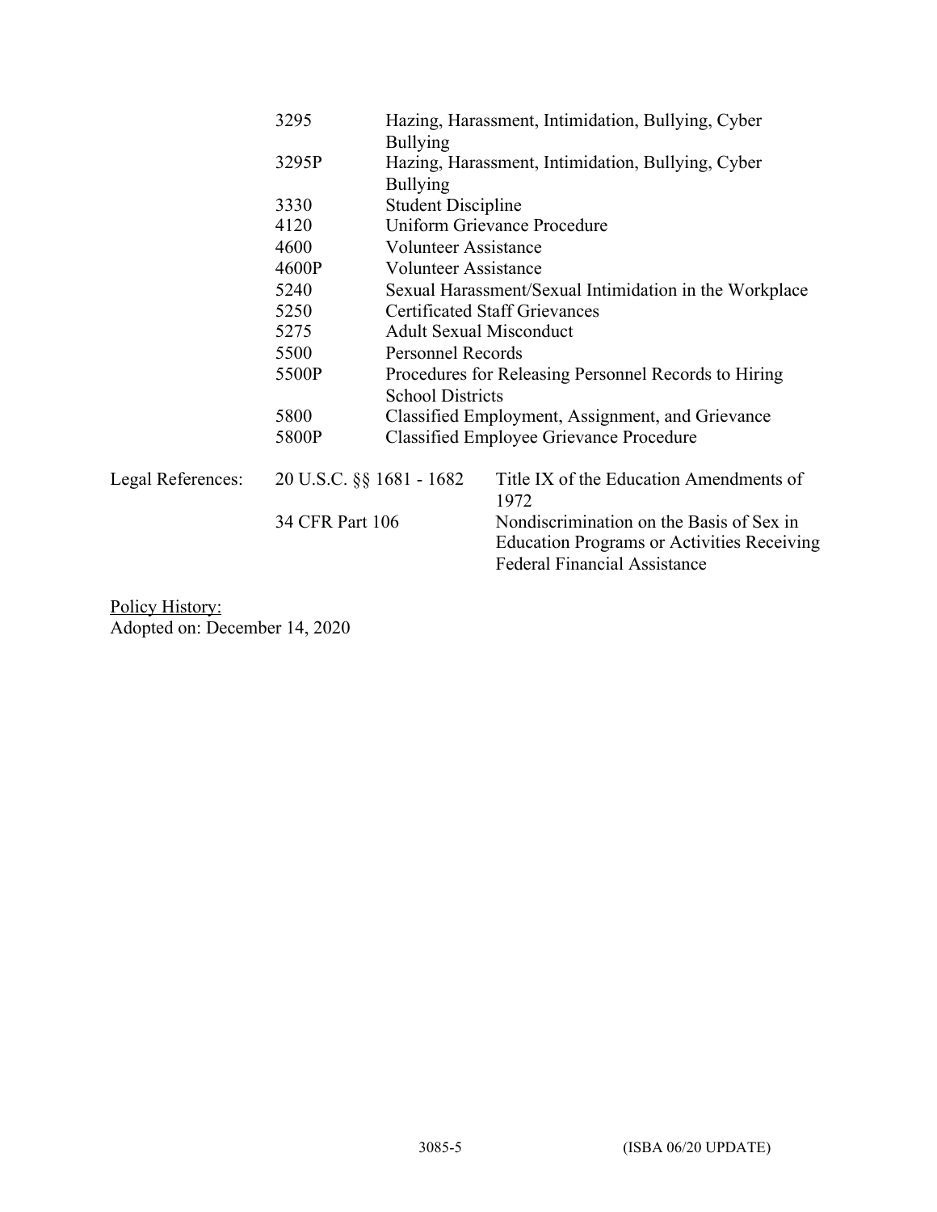| | | |
|---|---|---|
| | 3295 | Hazing, Harassment, Intimidation, Bullying, Cyber Bullying |
| | 3295P | Hazing, Harassment, Intimidation, Bullying, Cyber Bullying |
| | 3330 | Student Discipline |
| | 4120 | Uniform Grievance Procedure |
| | 4600 | Volunteer Assistance |
| | 4600P | Volunteer Assistance |
| | 5240 | Sexual Harassment/Sexual Intimidation in the Workplace |
| | 5250 | Certificated Staff Grievances |
| | 5275 | Adult Sexual Misconduct |
| | 5500 | Personnel Records |
| | 5500P | Procedures for Releasing Personnel Records to Hiring School Districts |
| | 5800 | Classified Employment, Assignment, and Grievance |
| | 5800P | Classified Employee Grievance Procedure |

| | | |
|---|---|---|
| Legal References: | 20 U.S.C. §§ 1681 - 1682 | Title IX of the Education Amendments of 1972 |
| | 34 CFR Part 106 | Nondiscrimination on the Basis of Sex in Education Programs or Activities Receiving Federal Financial Assistance |

Policy History:
Adopted on: December 14, 2020